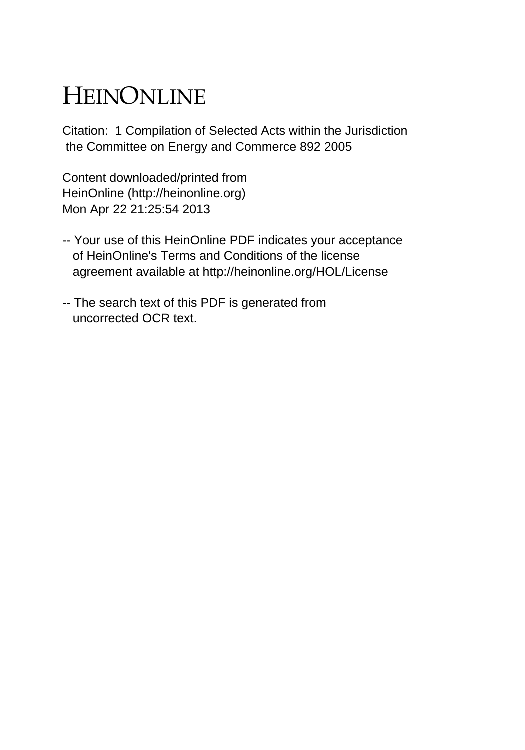# HEINONLINE

Citation: 1 Compilation of Selected Acts within the Jurisdiction the Committee on Energy and Commerce 892 2005

Content downloaded/printed from HeinOnline (http://heinonline.org) Mon Apr 22 21:25:54 2013

-- Your use of this HeinOnline PDF indicates your acceptance of HeinOnline's Terms and Conditions of the license agreement available at http://heinonline.org/HOL/License

-- The search text of this PDF is generated from uncorrected OCR text.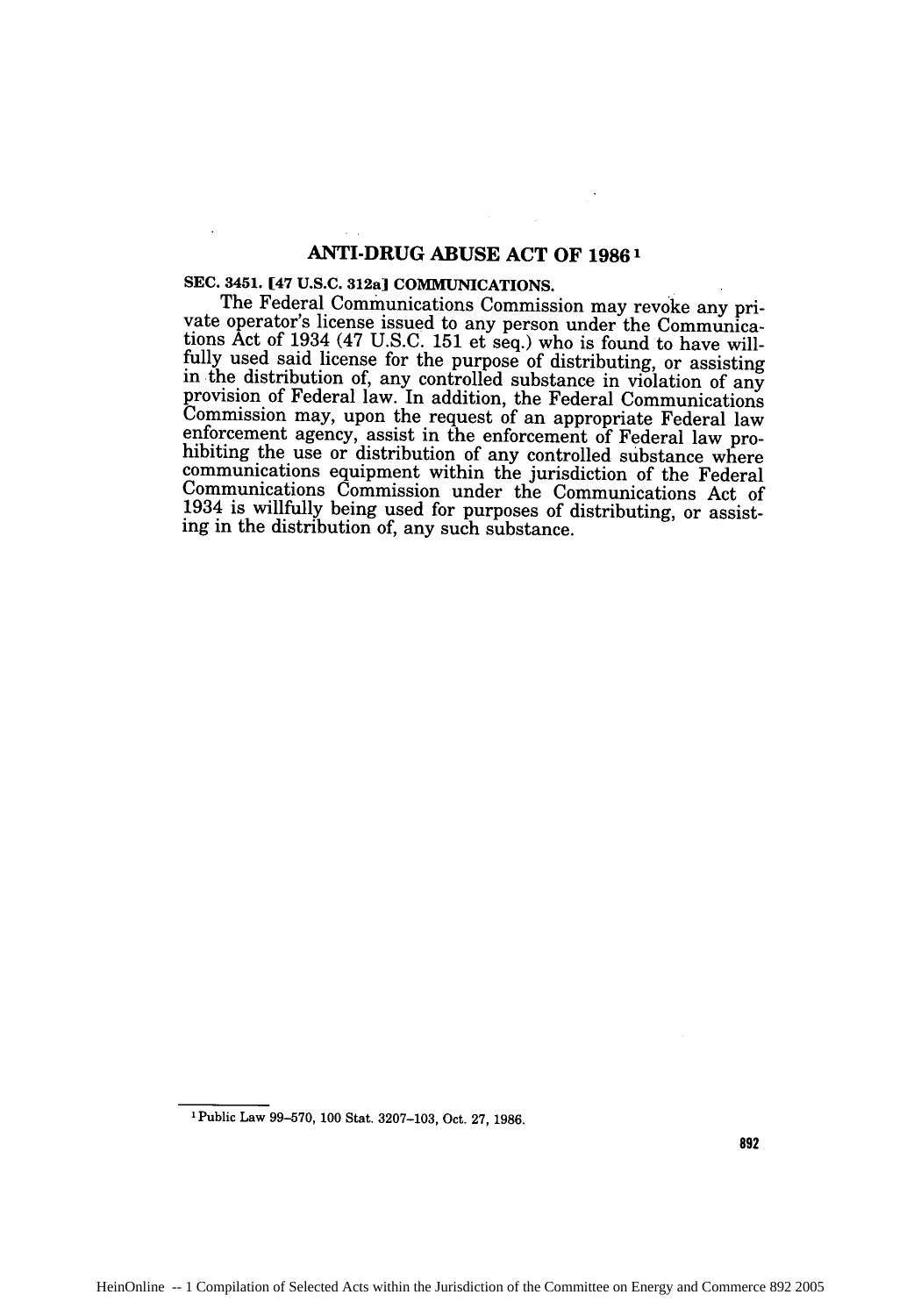# ANTI-DRUG ABUSE ACT OF 1986[1]

**SEC. 3451. [47 U.S.C. 312a] COMMUNICATIONS.**

The Federal Communications Commission may revoke any private operator's license issued to any person under the Communications Act of 1934 (47 U.S.C. 151 et seq.) who is found to have willfully used said license for the purpose of distributing, or assisting in the distribution of, any controlled substance in violation of any provision of Federal law. In addition, the Federal Communications Commission may, upon the request of an appropriate Federal law enforcement agency, assist in the enforcement of Federal law prohibiting the use or distribution of any controlled substance where communications equipment within the jurisdiction of the Federal Communications Commission under the Communications Act of 1934 is willfully being used for purposes of distributing, or assisting in the distribution of, any such substance.

---

[1] Public Law 99–570, 100 Stat. 3207–103, Oct. 27, 1986.